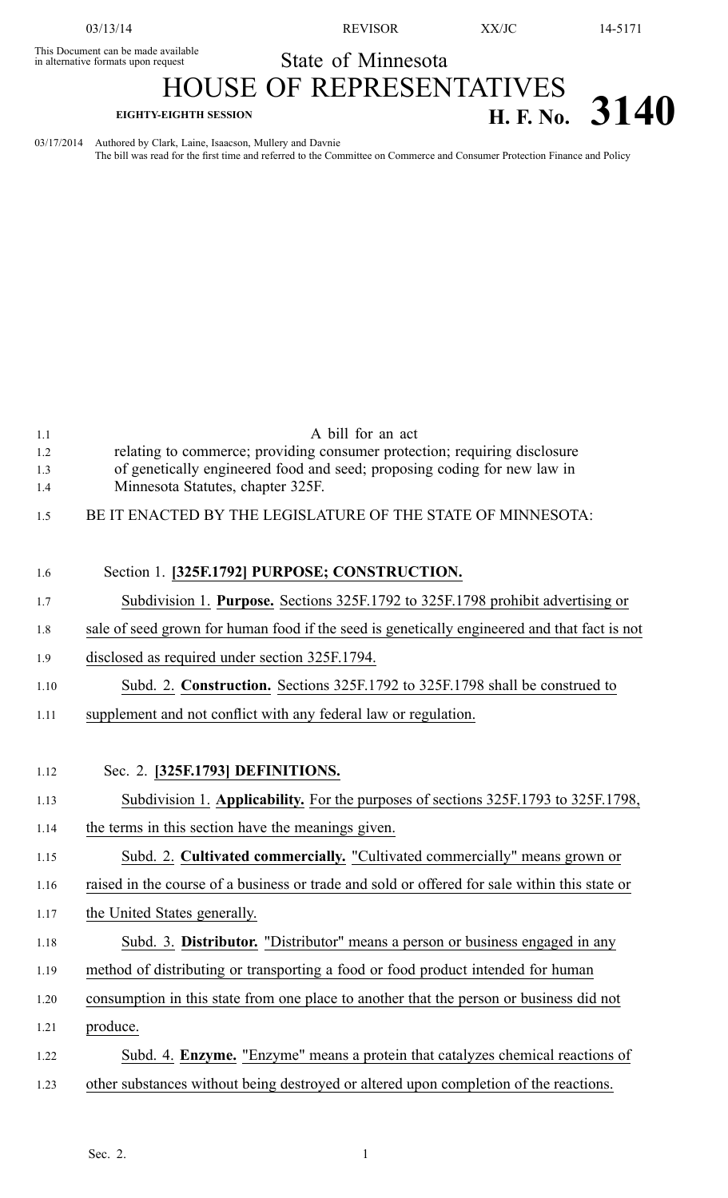This Document can be made available in alternative formats upon request

State of Minnesota

# HOUSE OF REPRESENTATIVES

**EIGHTY-EIGHTH SESSION** **H. F. No. 3140**

03/17/2014 Authored by Clark, Laine, Isaacson, Mullery and Davnie
The bill was read for the first time and referred to the Committee on Commerce and Consumer Protection Finance and Policy

A bill for an act
relating to commerce; providing consumer protection; requiring disclosure of genetically engineered food and seed; proposing coding for new law in Minnesota Statutes, chapter 325F.

BE IT ENACTED BY THE LEGISLATURE OF THE STATE OF MINNESOTA:

Section 1. **[325F.1792] PURPOSE; CONSTRUCTION.**

Subdivision 1. **Purpose.** Sections 325F.1792 to 325F.1798 prohibit advertising or sale of seed grown for human food if the seed is genetically engineered and that fact is not disclosed as required under section 325F.1794.

Subd. 2. **Construction.** Sections 325F.1792 to 325F.1798 shall be construed to supplement and not conflict with any federal law or regulation.

Sec. 2. **[325F.1793] DEFINITIONS.**

Subdivision 1. **Applicability.** For the purposes of sections 325F.1793 to 325F.1798, the terms in this section have the meanings given.

Subd. 2. **Cultivated commercially.** "Cultivated commercially" means grown or raised in the course of a business or trade and sold or offered for sale within this state or the United States generally.

Subd. 3. **Distributor.** "Distributor" means a person or business engaged in any method of distributing or transporting a food or food product intended for human consumption in this state from one place to another that the person or business did not produce.

Subd. 4. **Enzyme.** "Enzyme" means a protein that catalyzes chemical reactions of other substances without being destroyed or altered upon completion of the reactions.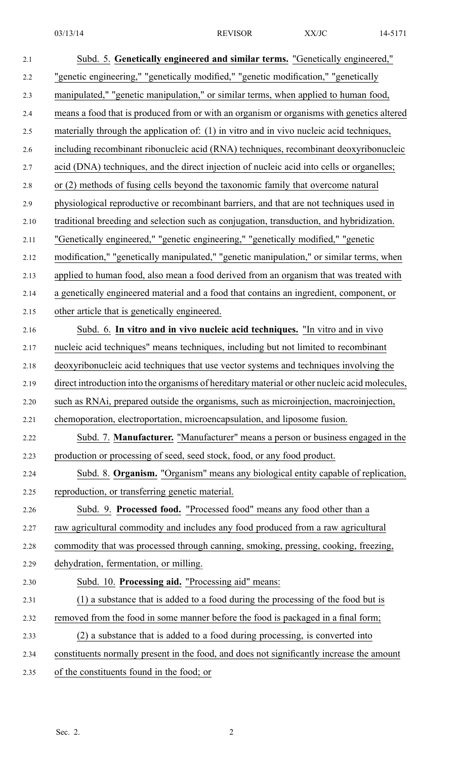Subd. 5. **Genetically engineered and similar terms.** "Genetically engineered," "genetic engineering," "genetically modified," "genetic modification," "genetically manipulated," "genetic manipulation," or similar terms, when applied to human food, means a food that is produced from or with an organism or organisms with genetics altered materially through the application of: (1) in vitro and in vivo nucleic acid techniques, including recombinant ribonucleic acid (RNA) techniques, recombinant deoxyribonucleic acid (DNA) techniques, and the direct injection of nucleic acid into cells or organelles; or (2) methods of fusing cells beyond the taxonomic family that overcome natural physiological reproductive or recombinant barriers, and that are not techniques used in traditional breeding and selection such as conjugation, transduction, and hybridization. "Genetically engineered," "genetic engineering," "genetically modified," "genetic modification," "genetically manipulated," "genetic manipulation," or similar terms, when applied to human food, also mean a food derived from an organism that was treated with a genetically engineered material and a food that contains an ingredient, component, or other article that is genetically engineered.

Subd. 6. **In vitro and in vivo nucleic acid techniques.** "In vitro and in vivo nucleic acid techniques" means techniques, including but not limited to recombinant deoxyribonucleic acid techniques that use vector systems and techniques involving the direct introduction into the organisms of hereditary material or other nucleic acid molecules, such as RNAi, prepared outside the organisms, such as microinjection, macroinjection, chemoporation, electroportation, microencapsulation, and liposome fusion.

Subd. 7. **Manufacturer.** "Manufacturer" means a person or business engaged in the production or processing of seed, seed stock, food, or any food product.

Subd. 8. **Organism.** "Organism" means any biological entity capable of replication, reproduction, or transferring genetic material.

Subd. 9. **Processed food.** "Processed food" means any food other than a raw agricultural commodity and includes any food produced from a raw agricultural commodity that was processed through canning, smoking, pressing, cooking, freezing, dehydration, fermentation, or milling.

Subd. 10. **Processing aid.** "Processing aid" means:

(1) a substance that is added to a food during the processing of the food but is removed from the food in some manner before the food is packaged in a final form;

(2) a substance that is added to a food during processing, is converted into constituents normally present in the food, and does not significantly increase the amount of the constituents found in the food; or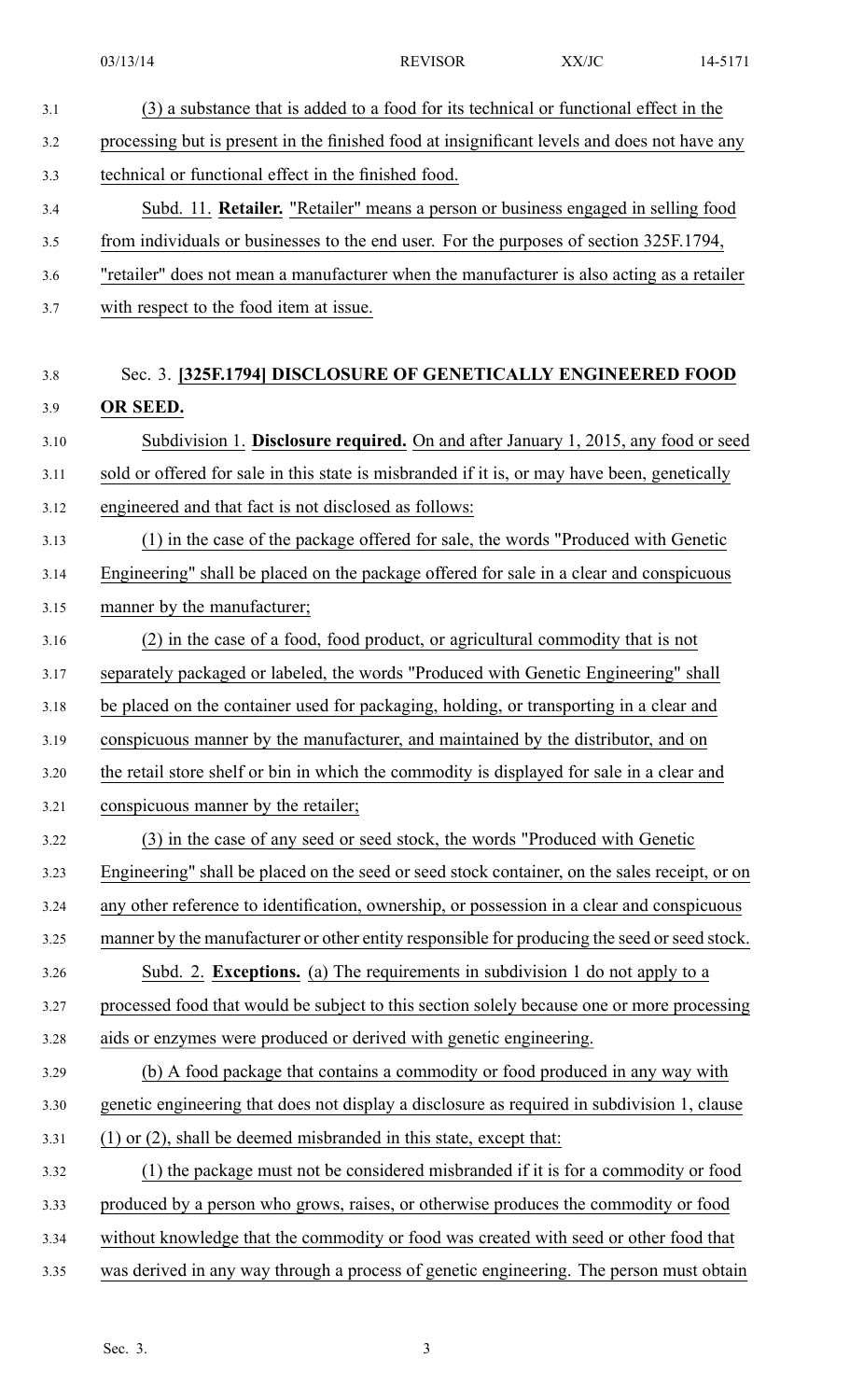(3) a substance that is added to a food for its technical or functional effect in the processing but is present in the finished food at insignificant levels and does not have any technical or functional effect in the finished food.

Subd. 11. **Retailer.** "Retailer" means a person or business engaged in selling food from individuals or businesses to the end user. For the purposes of section 325F.1794, "retailer" does not mean a manufacturer when the manufacturer is also acting as a retailer with respect to the food item at issue.

Sec. 3. **[325F.1794] DISCLOSURE OF GENETICALLY ENGINEERED FOOD OR SEED.**

Subdivision 1. **Disclosure required.** On and after January 1, 2015, any food or seed sold or offered for sale in this state is misbranded if it is, or may have been, genetically engineered and that fact is not disclosed as follows:

(1) in the case of the package offered for sale, the words "Produced with Genetic Engineering" shall be placed on the package offered for sale in a clear and conspicuous manner by the manufacturer;

(2) in the case of a food, food product, or agricultural commodity that is not separately packaged or labeled, the words "Produced with Genetic Engineering" shall be placed on the container used for packaging, holding, or transporting in a clear and conspicuous manner by the manufacturer, and maintained by the distributor, and on the retail store shelf or bin in which the commodity is displayed for sale in a clear and conspicuous manner by the retailer;

(3) in the case of any seed or seed stock, the words "Produced with Genetic Engineering" shall be placed on the seed or seed stock container, on the sales receipt, or on any other reference to identification, ownership, or possession in a clear and conspicuous manner by the manufacturer or other entity responsible for producing the seed or seed stock.

Subd. 2. **Exceptions.** (a) The requirements in subdivision 1 do not apply to a processed food that would be subject to this section solely because one or more processing aids or enzymes were produced or derived with genetic engineering.

(b) A food package that contains a commodity or food produced in any way with genetic engineering that does not display a disclosure as required in subdivision 1, clause (1) or (2), shall be deemed misbranded in this state, except that:

(1) the package must not be considered misbranded if it is for a commodity or food produced by a person who grows, raises, or otherwise produces the commodity or food without knowledge that the commodity or food was created with seed or other food that was derived in any way through a process of genetic engineering. The person must obtain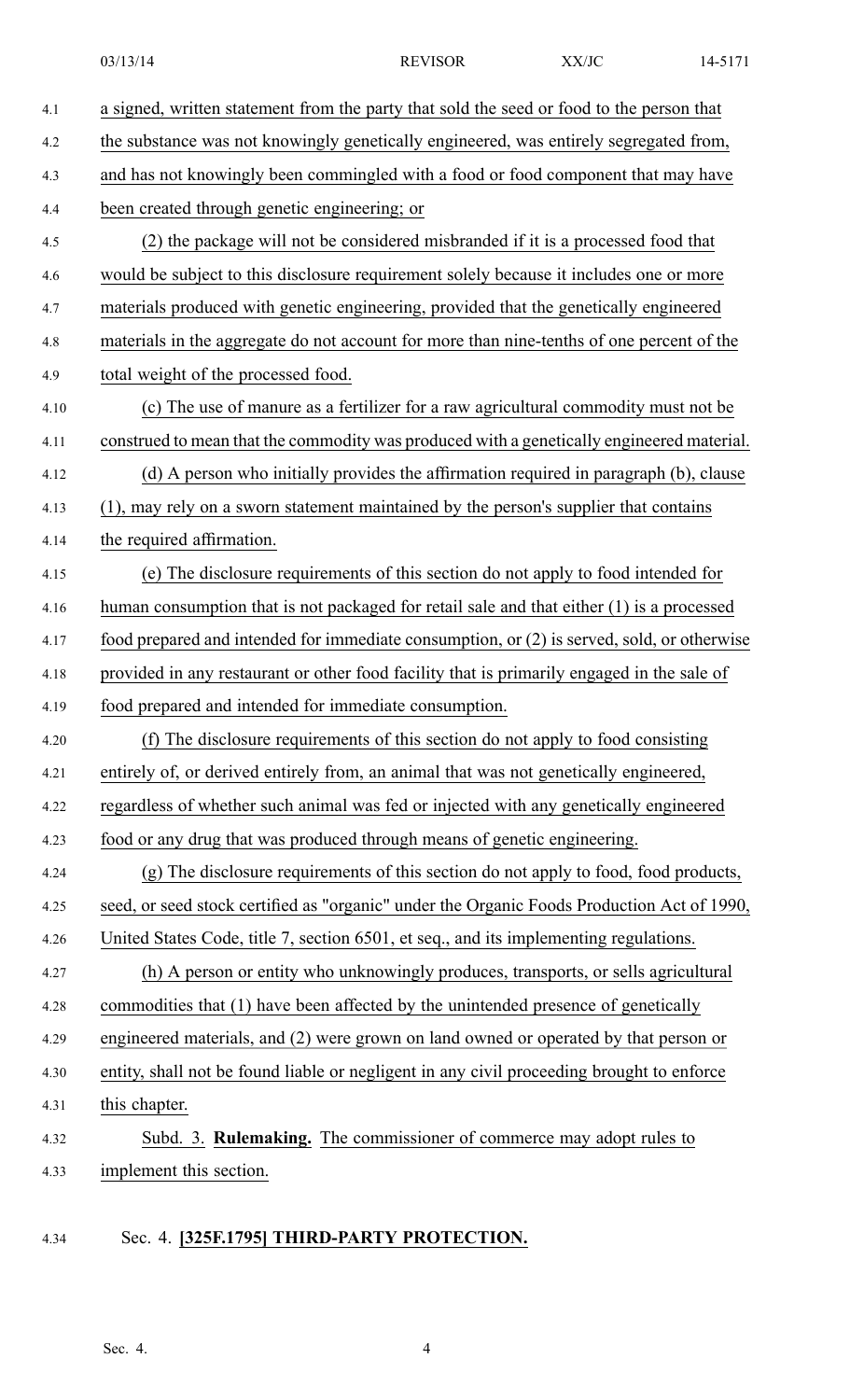a signed, written statement from the party that sold the seed or food to the person that the substance was not knowingly genetically engineered, was entirely segregated from, and has not knowingly been commingled with a food or food component that may have been created through genetic engineering; or

(2) the package will not be considered misbranded if it is a processed food that would be subject to this disclosure requirement solely because it includes one or more materials produced with genetic engineering, provided that the genetically engineered materials in the aggregate do not account for more than nine-tenths of one percent of the total weight of the processed food.

(c) The use of manure as a fertilizer for a raw agricultural commodity must not be construed to mean that the commodity was produced with a genetically engineered material.

(d) A person who initially provides the affirmation required in paragraph (b), clause (1), may rely on a sworn statement maintained by the person's supplier that contains the required affirmation.

(e) The disclosure requirements of this section do not apply to food intended for human consumption that is not packaged for retail sale and that either (1) is a processed food prepared and intended for immediate consumption, or (2) is served, sold, or otherwise provided in any restaurant or other food facility that is primarily engaged in the sale of food prepared and intended for immediate consumption.

(f) The disclosure requirements of this section do not apply to food consisting entirely of, or derived entirely from, an animal that was not genetically engineered, regardless of whether such animal was fed or injected with any genetically engineered food or any drug that was produced through means of genetic engineering.

(g) The disclosure requirements of this section do not apply to food, food products, seed, or seed stock certified as "organic" under the Organic Foods Production Act of 1990, United States Code, title 7, section 6501, et seq., and its implementing regulations.

(h) A person or entity who unknowingly produces, transports, or sells agricultural commodities that (1) have been affected by the unintended presence of genetically engineered materials, and (2) were grown on land owned or operated by that person or entity, shall not be found liable or negligent in any civil proceeding brought to enforce this chapter.

Subd. 3. **Rulemaking.** The commissioner of commerce may adopt rules to implement this section.

Sec. 4. **[325F.1795] THIRD-PARTY PROTECTION.**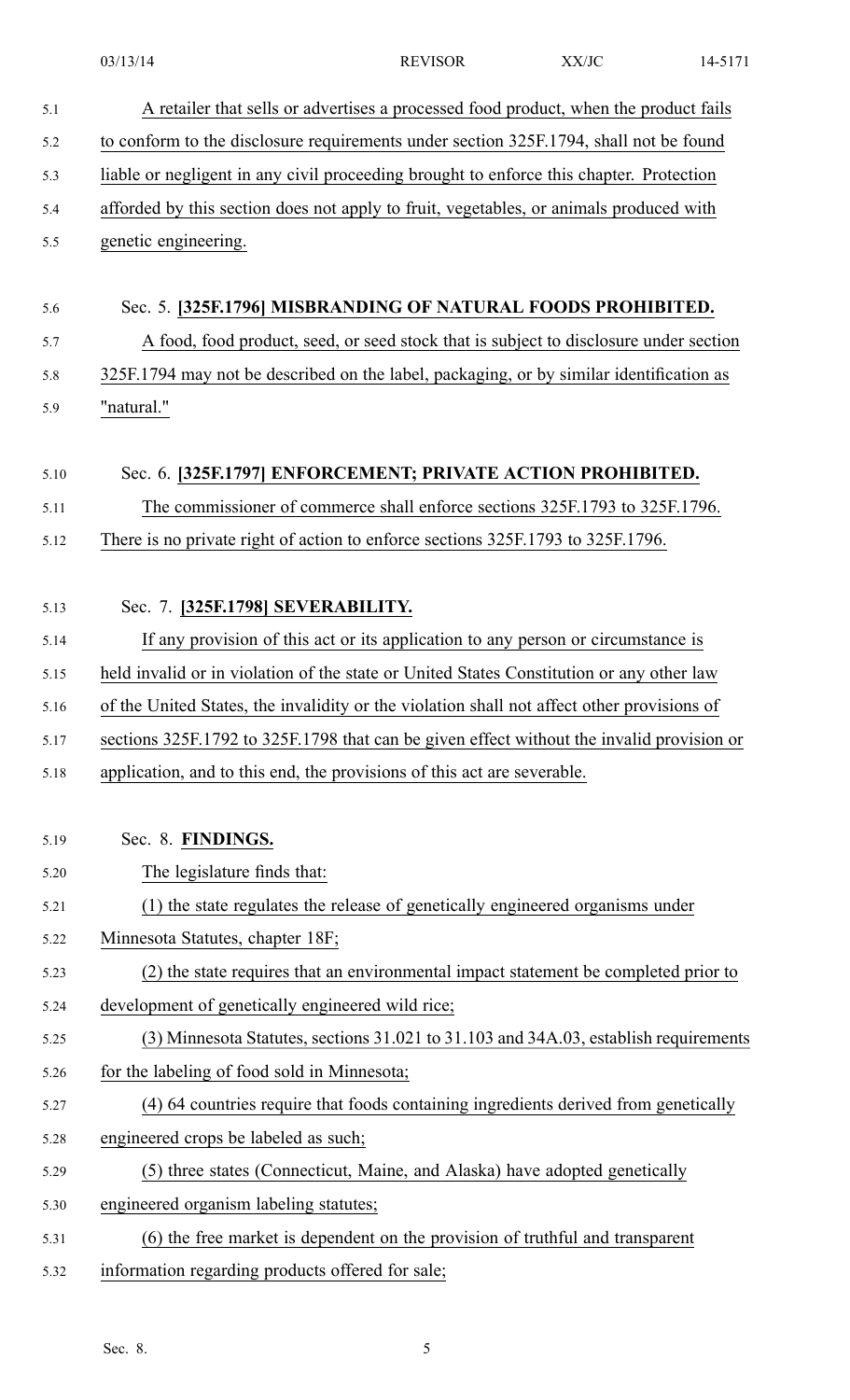A retailer that sells or advertises a processed food product, when the product fails to conform to the disclosure requirements under section 325F.1794, shall not be found liable or negligent in any civil proceeding brought to enforce this chapter. Protection afforded by this section does not apply to fruit, vegetables, or animals produced with genetic engineering.

Sec. 5. **[325F.1796] MISBRANDING OF NATURAL FOODS PROHIBITED.**

A food, food product, seed, or seed stock that is subject to disclosure under section 325F.1794 may not be described on the label, packaging, or by similar identification as "natural."

Sec. 6. **[325F.1797] ENFORCEMENT; PRIVATE ACTION PROHIBITED.**

The commissioner of commerce shall enforce sections 325F.1793 to 325F.1796. There is no private right of action to enforce sections 325F.1793 to 325F.1796.

Sec. 7. **[325F.1798] SEVERABILITY.**

If any provision of this act or its application to any person or circumstance is held invalid or in violation of the state or United States Constitution or any other law of the United States, the invalidity or the violation shall not affect other provisions of sections 325F.1792 to 325F.1798 that can be given effect without the invalid provision or application, and to this end, the provisions of this act are severable.

Sec. 8. **FINDINGS.**

The legislature finds that:

(1) the state regulates the release of genetically engineered organisms under Minnesota Statutes, chapter 18F;

(2) the state requires that an environmental impact statement be completed prior to development of genetically engineered wild rice;

(3) Minnesota Statutes, sections 31.021 to 31.103 and 34A.03, establish requirements for the labeling of food sold in Minnesota;

(4) 64 countries require that foods containing ingredients derived from genetically engineered crops be labeled as such;

(5) three states (Connecticut, Maine, and Alaska) have adopted genetically engineered organism labeling statutes;

(6) the free market is dependent on the provision of truthful and transparent information regarding products offered for sale;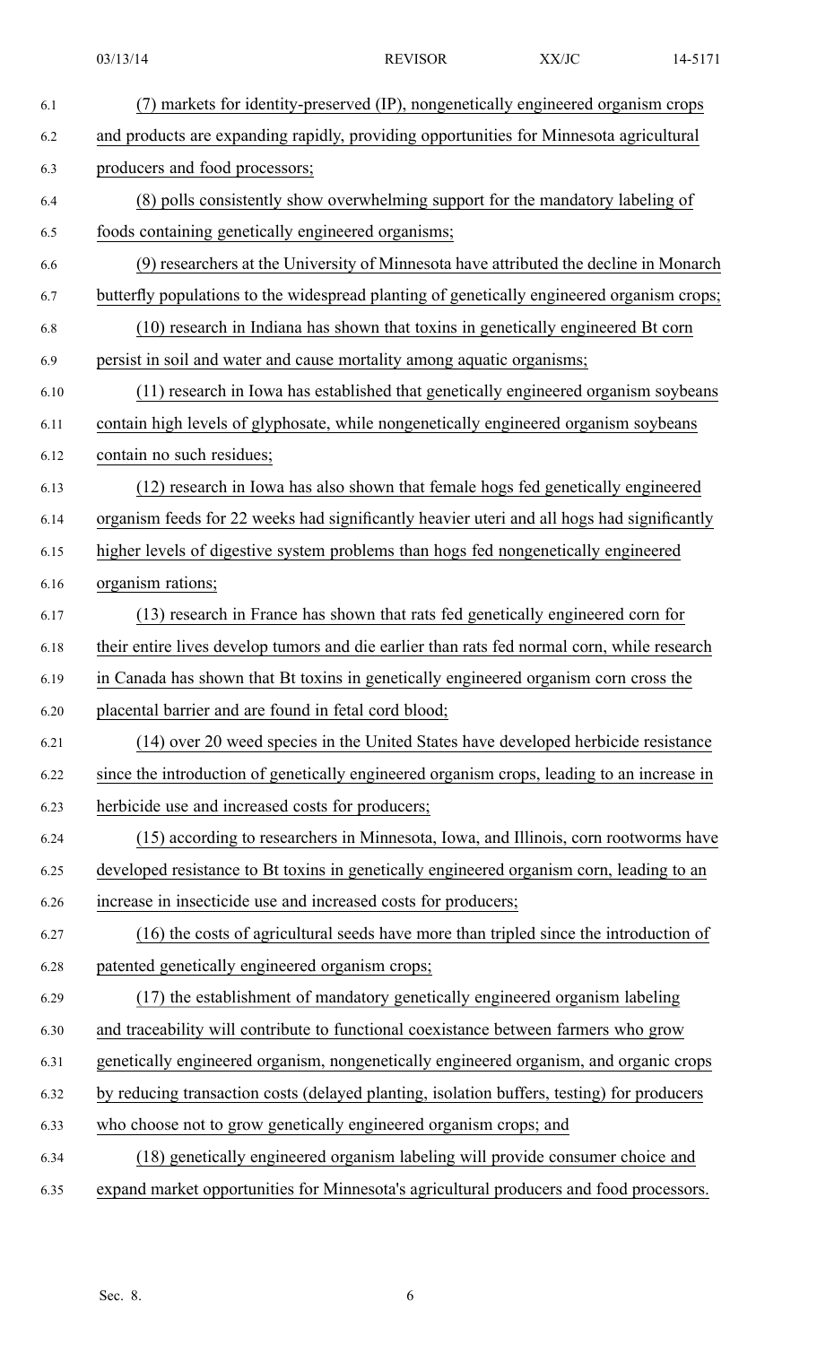(7) markets for identity-preserved (IP), nongenetically engineered organism crops and products are expanding rapidly, providing opportunities for Minnesota agricultural producers and food processors;

(8) polls consistently show overwhelming support for the mandatory labeling of foods containing genetically engineered organisms;

(9) researchers at the University of Minnesota have attributed the decline in Monarch butterfly populations to the widespread planting of genetically engineered organism crops;

(10) research in Indiana has shown that toxins in genetically engineered Bt corn persist in soil and water and cause mortality among aquatic organisms;

(11) research in Iowa has established that genetically engineered organism soybeans contain high levels of glyphosate, while nongenetically engineered organism soybeans contain no such residues;

(12) research in Iowa has also shown that female hogs fed genetically engineered organism feeds for 22 weeks had significantly heavier uteri and all hogs had significantly higher levels of digestive system problems than hogs fed nongenetically engineered organism rations;

(13) research in France has shown that rats fed genetically engineered corn for their entire lives develop tumors and die earlier than rats fed normal corn, while research in Canada has shown that Bt toxins in genetically engineered organism corn cross the placental barrier and are found in fetal cord blood;

(14) over 20 weed species in the United States have developed herbicide resistance since the introduction of genetically engineered organism crops, leading to an increase in herbicide use and increased costs for producers;

(15) according to researchers in Minnesota, Iowa, and Illinois, corn rootworms have developed resistance to Bt toxins in genetically engineered organism corn, leading to an increase in insecticide use and increased costs for producers;

(16) the costs of agricultural seeds have more than tripled since the introduction of patented genetically engineered organism crops;

(17) the establishment of mandatory genetically engineered organism labeling and traceability will contribute to functional coexistance between farmers who grow genetically engineered organism, nongenetically engineered organism, and organic crops by reducing transaction costs (delayed planting, isolation buffers, testing) for producers who choose not to grow genetically engineered organism crops; and

(18) genetically engineered organism labeling will provide consumer choice and expand market opportunities for Minnesota's agricultural producers and food processors.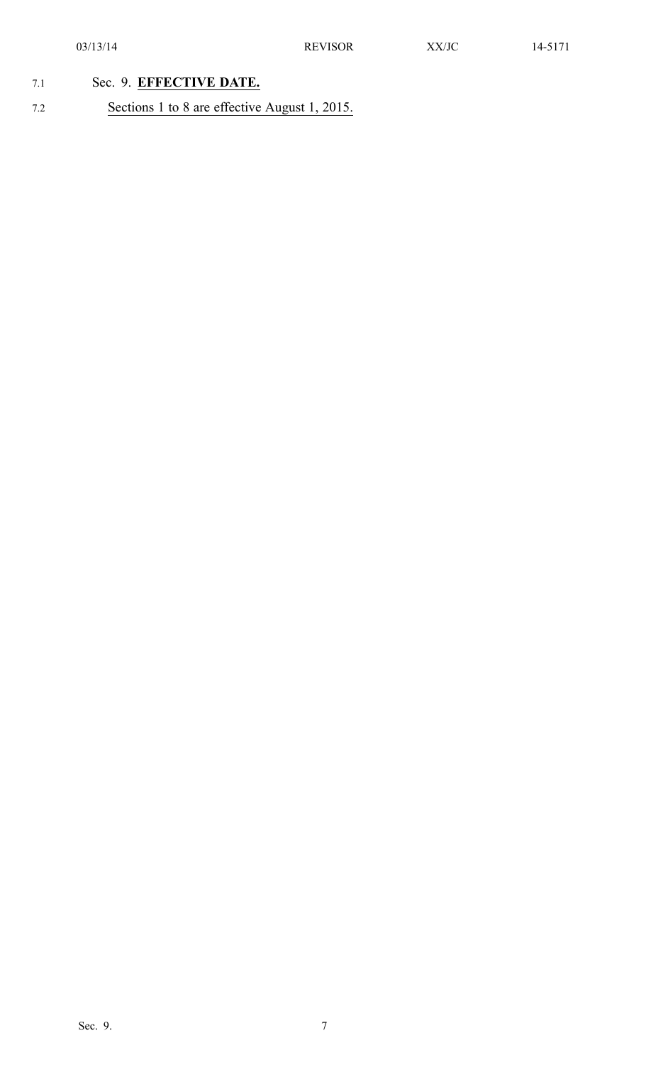Sec. 9. **EFFECTIVE DATE.**

Sections 1 to 8 are effective August 1, 2015.